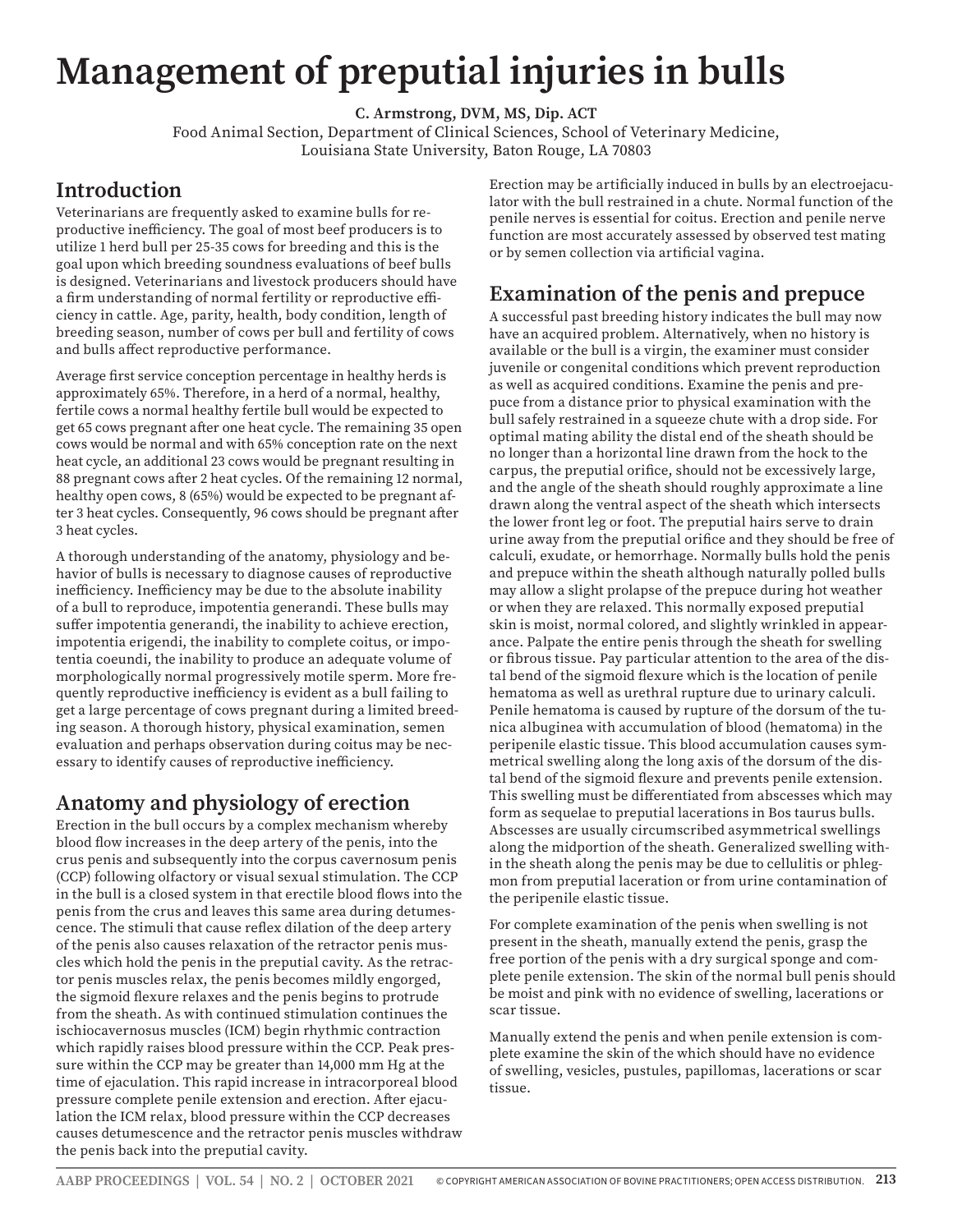# Management of preputial injuries in bulls

**C. Armstrong, DVM, MS, Dip. ACT**

Food Animal Section, Department of Clinical Sciences, School of Veterinary Medicine, Louisiana State University, Baton Rouge, LA 70803

## Introduction

Veterinarians are frequently asked to examine bulls for reproductive inefficiency. The goal of most beef producers is to utilize 1 herd bull per 25-35 cows for breeding and this is the goal upon which breeding soundness evaluations of beef bulls is designed. Veterinarians and livestock producers should have a firm understanding of normal fertility or reproductive efficiency in cattle. Age, parity, health, body condition, length of breeding season, number of cows per bull and fertility of cows and bulls affect reproductive performance.

Average first service conception percentage in healthy herds is approximately 65%. Therefore, in a herd of a normal, healthy, fertile cows a normal healthy fertile bull would be expected to get 65 cows pregnant after one heat cycle. The remaining 35 open cows would be normal and with 65% conception rate on the next heat cycle, an additional 23 cows would be pregnant resulting in 88 pregnant cows after 2 heat cycles. Of the remaining 12 normal, healthy open cows, 8 (65%) would be expected to be pregnant after 3 heat cycles. Consequently, 96 cows should be pregnant after 3 heat cycles.

A thorough understanding of the anatomy, physiology and behavior of bulls is necessary to diagnose causes of reproductive inefficiency. Inefficiency may be due to the absolute inability of a bull to reproduce, impotentia generandi. These bulls may suffer impotentia generandi, the inability to achieve erection, impotentia erigendi, the inability to complete coitus, or impotentia coeundi, the inability to produce an adequate volume of morphologically normal progressively motile sperm. More frequently reproductive inefficiency is evident as a bull failing to get a large percentage of cows pregnant during a limited breeding season. A thorough history, physical examination, semen evaluation and perhaps observation during coitus may be necessary to identify causes of reproductive inefficiency.

## Anatomy and physiology of erection

Erection in the bull occurs by a complex mechanism whereby blood flow increases in the deep artery of the penis, into the crus penis and subsequently into the corpus cavernosum penis (CCP) following olfactory or visual sexual stimulation. The CCP in the bull is a closed system in that erectile blood flows into the penis from the crus and leaves this same area during detumescence. The stimuli that cause reflex dilation of the deep artery of the penis also causes relaxation of the retractor penis muscles which hold the penis in the preputial cavity. As the retractor penis muscles relax, the penis becomes mildly engorged, the sigmoid flexure relaxes and the penis begins to protrude from the sheath. As with continued stimulation continues the ischiocavernosus muscles (ICM) begin rhythmic contraction which rapidly raises blood pressure within the CCP. Peak pressure within the CCP may be greater than 14,000 mm Hg at the time of ejaculation. This rapid increase in intracorporeal blood pressure complete penile extension and erection. After ejaculation the ICM relax, blood pressure within the CCP decreases causes detumescence and the retractor penis muscles withdraw the penis back into the preputial cavity.

Erection may be artificially induced in bulls by an electroejaculator with the bull restrained in a chute. Normal function of the penile nerves is essential for coitus. Erection and penile nerve function are most accurately assessed by observed test mating or by semen collection via artificial vagina.

## Examination of the penis and prepuce

A successful past breeding history indicates the bull may now have an acquired problem. Alternatively, when no history is available or the bull is a virgin, the examiner must consider juvenile or congenital conditions which prevent reproduction as well as acquired conditions. Examine the penis and prepuce from a distance prior to physical examination with the bull safely restrained in a squeeze chute with a drop side. For optimal mating ability the distal end of the sheath should be no longer than a horizontal line drawn from the hock to the carpus, the preputial orifice, should not be excessively large, and the angle of the sheath should roughly approximate a line drawn along the ventral aspect of the sheath which intersects the lower front leg or foot. The preputial hairs serve to drain urine away from the preputial orifice and they should be free of calculi, exudate, or hemorrhage. Normally bulls hold the penis and prepuce within the sheath although naturally polled bulls may allow a slight prolapse of the prepuce during hot weather or when they are relaxed. This normally exposed preputial skin is moist, normal colored, and slightly wrinkled in appearance. Palpate the entire penis through the sheath for swelling or fibrous tissue. Pay particular attention to the area of the distal bend of the sigmoid flexure which is the location of penile hematoma as well as urethral rupture due to urinary calculi. Penile hematoma is caused by rupture of the dorsum of the tunica albuginea with accumulation of blood (hematoma) in the peripenile elastic tissue. This blood accumulation causes symmetrical swelling along the long axis of the dorsum of the distal bend of the sigmoid flexure and prevents penile extension. This swelling must be differentiated from abscesses which may form as sequelae to preputial lacerations in Bos taurus bulls. Abscesses are usually circumscribed asymmetrical swellings along the midportion of the sheath. Generalized swelling within the sheath along the penis may be due to cellulitis or phlegmon from preputial laceration or from urine contamination of the peripenile elastic tissue.

For complete examination of the penis when swelling is not present in the sheath, manually extend the penis, grasp the free portion of the penis with a dry surgical sponge and complete penile extension. The skin of the normal bull penis should be moist and pink with no evidence of swelling, lacerations or scar tissue.

Manually extend the penis and when penile extension is complete examine the skin of the which should have no evidence of swelling, vesicles, pustules, papillomas, lacerations or scar tissue.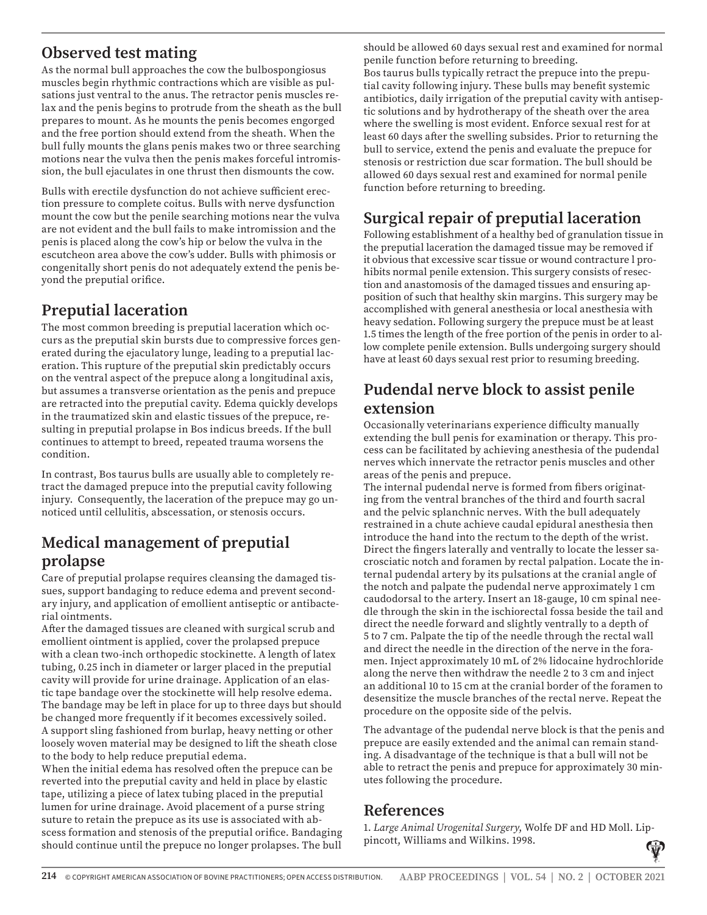## Observed test mating

As the normal bull approaches the cow the bulbospongiosus muscles begin rhythmic contractions which are visible as pulsations just ventral to the anus. The retractor penis muscles relax and the penis begins to protrude from the sheath as the bull prepares to mount. As he mounts the penis becomes engorged and the free portion should extend from the sheath. When the bull fully mounts the glans penis makes two or three searching motions near the vulva then the penis makes forceful intromission, the bull ejaculates in one thrust then dismounts the cow.

Bulls with erectile dysfunction do not achieve sufficient erection pressure to complete coitus. Bulls with nerve dysfunction mount the cow but the penile searching motions near the vulva are not evident and the bull fails to make intromission and the penis is placed along the cow's hip or below the vulva in the escutcheon area above the cow's udder. Bulls with phimosis or congenitally short penis do not adequately extend the penis beyond the preputial orifice.

## Preputial laceration

The most common breeding is preputial laceration which occurs as the preputial skin bursts due to compressive forces generated during the ejaculatory lunge, leading to a preputial laceration. This rupture of the preputial skin predictably occurs on the ventral aspect of the prepuce along a longitudinal axis, but assumes a transverse orientation as the penis and prepuce are retracted into the preputial cavity. Edema quickly develops in the traumatized skin and elastic tissues of the prepuce, resulting in preputial prolapse in Bos indicus breeds. If the bull continues to attempt to breed, repeated trauma worsens the condition.

In contrast, Bos taurus bulls are usually able to completely retract the damaged prepuce into the preputial cavity following injury. Consequently, the laceration of the prepuce may go unnoticed until cellulitis, abscessation, or stenosis occurs.

## Medical management of preputial prolapse

Care of preputial prolapse requires cleansing the damaged tissues, support bandaging to reduce edema and prevent secondary injury, and application of emollient antiseptic or antibacterial ointments.

After the damaged tissues are cleaned with surgical scrub and emollient ointment is applied, cover the prolapsed prepuce with a clean two-inch orthopedic stockinette. A length of latex tubing, 0.25 inch in diameter or larger placed in the preputial cavity will provide for urine drainage. Application of an elastic tape bandage over the stockinette will help resolve edema. The bandage may be left in place for up to three days but should be changed more frequently if it becomes excessively soiled. A support sling fashioned from burlap, heavy netting or other loosely woven material may be designed to lift the sheath close to the body to help reduce preputial edema.

When the initial edema has resolved often the prepuce can be reverted into the preputial cavity and held in place by elastic tape, utilizing a piece of latex tubing placed in the preputial lumen for urine drainage. Avoid placement of a purse string suture to retain the prepuce as its use is associated with abscess formation and stenosis of the preputial orifice. Bandaging should continue until the prepuce no longer prolapses. The bull should be allowed 60 days sexual rest and examined for normal penile function before returning to breeding.

Bos taurus bulls typically retract the prepuce into the preputial cavity following injury. These bulls may benefit systemic antibiotics, daily irrigation of the preputial cavity with antiseptic solutions and by hydrotherapy of the sheath over the area where the swelling is most evident. Enforce sexual rest for at least 60 days after the swelling subsides. Prior to returning the bull to service, extend the penis and evaluate the prepuce for stenosis or restriction due scar formation. The bull should be allowed 60 days sexual rest and examined for normal penile function before returning to breeding.

## Surgical repair of preputial laceration

Following establishment of a healthy bed of granulation tissue in the preputial laceration the damaged tissue may be removed if it obvious that excessive scar tissue or wound contracture l prohibits normal penile extension. This surgery consists of resection and anastomosis of the damaged tissues and ensuring apposition of such that healthy skin margins. This surgery may be accomplished with general anesthesia or local anesthesia with heavy sedation. Following surgery the prepuce must be at least 1.5 times the length of the free portion of the penis in order to allow complete penile extension. Bulls undergoing surgery should have at least 60 days sexual rest prior to resuming breeding.

## Pudendal nerve block to assist penile extension

Occasionally veterinarians experience difficulty manually extending the bull penis for examination or therapy. This process can be facilitated by achieving anesthesia of the pudendal nerves which innervate the retractor penis muscles and other areas of the penis and prepuce.

The internal pudendal nerve is formed from fibers originating from the ventral branches of the third and fourth sacral and the pelvic splanchnic nerves. With the bull adequately restrained in a chute achieve caudal epidural anesthesia then introduce the hand into the rectum to the depth of the wrist. Direct the fingers laterally and ventrally to locate the lesser sacrosciatic notch and foramen by rectal palpation. Locate the internal pudendal artery by its pulsations at the cranial angle of the notch and palpate the pudendal nerve approximately 1 cm caudodorsal to the artery. Insert an 18-gauge, 10 cm spinal needle through the skin in the ischiorectal fossa beside the tail and direct the needle forward and slightly ventrally to a depth of 5 to 7 cm. Palpate the tip of the needle through the rectal wall and direct the needle in the direction of the nerve in the foramen. Inject approximately 10 mL of 2% lidocaine hydrochloride along the nerve then withdraw the needle 2 to 3 cm and inject an additional 10 to 15 cm at the cranial border of the foramen to desensitize the muscle branches of the rectal nerve. Repeat the procedure on the opposite side of the pelvis.

The advantage of the pudendal nerve block is that the penis and prepuce are easily extended and the animal can remain standing. A disadvantage of the technique is that a bull will not be able to retract the penis and prepuce for approximately 30 minutes following the procedure.

## References

1. *Large Animal Urogenital Surgery,* Wolfe DF and HD Moll. Lippincott, Williams and Wilkins. 1998.